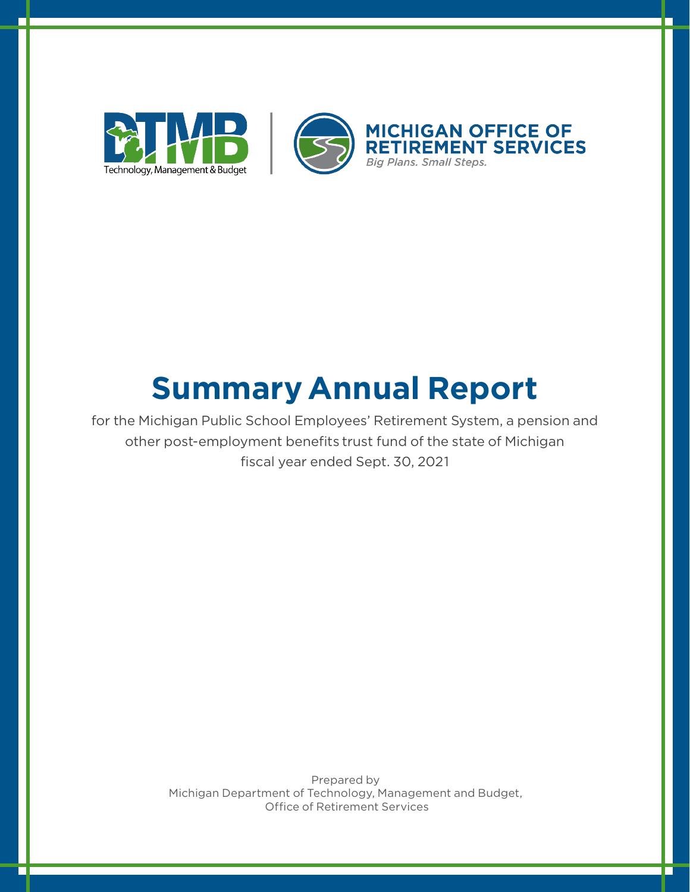Technology, Management & Budget

MICHIGAN OFFICE OF RETIREMENT SERVICES

*Big Plans. Small Steps.*

# Summary Annual Report

for the Michigan Public School Employees' Retirement System, a pension and other post-employment benefits trust fund of the state of Michigan fiscal year ended Sept. 30, 2021

Prepared by
Michigan Department of Technology, Management and Budget,
Office of Retirement Services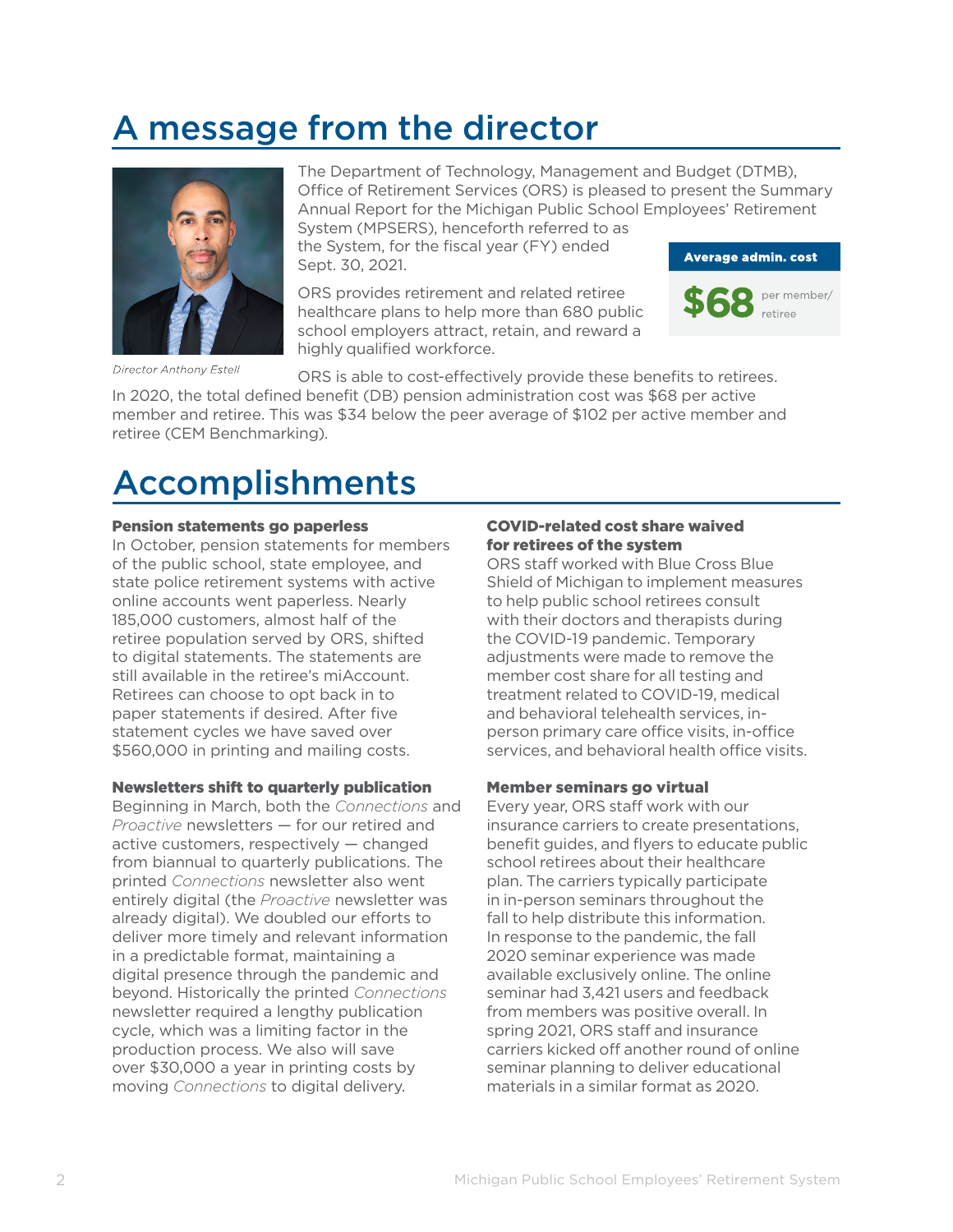# A message from the director

The Department of Technology, Management and Budget (DTMB), Office of Retirement Services (ORS) is pleased to present the Summary Annual Report for the Michigan Public School Employees' Retirement System (MPSERS), henceforth referred to as the System, for the fiscal year (FY) ended Sept. 30, 2021.

ORS provides retirement and related retiree healthcare plans to help more than 680 public school employers attract, retain, and reward a highly qualified workforce.

**Average admin. cost**

**$68** per member/retiree

*Director Anthony Estell*

ORS is able to cost-effectively provide these benefits to retirees. In 2020, the total defined benefit (DB) pension administration cost was $68 per active member and retiree. This was $34 below the peer average of $102 per active member and retiree (CEM Benchmarking).

# Accomplishments

**Pension statements go paperless**
In October, pension statements for members of the public school, state employee, and state police retirement systems with active online accounts went paperless. Nearly 185,000 customers, almost half of the retiree population served by ORS, shifted to digital statements. The statements are still available in the retiree's miAccount. Retirees can choose to opt back in to paper statements if desired. After five statement cycles we have saved over $560,000 in printing and mailing costs.

**Newsletters shift to quarterly publication**
Beginning in March, both the *Connections* and *Proactive* newsletters — for our retired and active customers, respectively — changed from biannual to quarterly publications. The printed *Connections* newsletter also went entirely digital (the *Proactive* newsletter was already digital). We doubled our efforts to deliver more timely and relevant information in a predictable format, maintaining a digital presence through the pandemic and beyond. Historically the printed *Connections* newsletter required a lengthy publication cycle, which was a limiting factor in the production process. We also will save over $30,000 a year in printing costs by moving *Connections* to digital delivery.

**COVID-related cost share waived for retirees of the system**
ORS staff worked with Blue Cross Blue Shield of Michigan to implement measures to help public school retirees consult with their doctors and therapists during the COVID-19 pandemic. Temporary adjustments were made to remove the member cost share for all testing and treatment related to COVID-19, medical and behavioral telehealth services, in-person primary care office visits, in-office services, and behavioral health office visits.

**Member seminars go virtual**
Every year, ORS staff work with our insurance carriers to create presentations, benefit guides, and flyers to educate public school retirees about their healthcare plan. The carriers typically participate in in-person seminars throughout the fall to help distribute this information. In response to the pandemic, the fall 2020 seminar experience was made available exclusively online. The online seminar had 3,421 users and feedback from members was positive overall. In spring 2021, ORS staff and insurance carriers kicked off another round of online seminar planning to deliver educational materials in a similar format as 2020.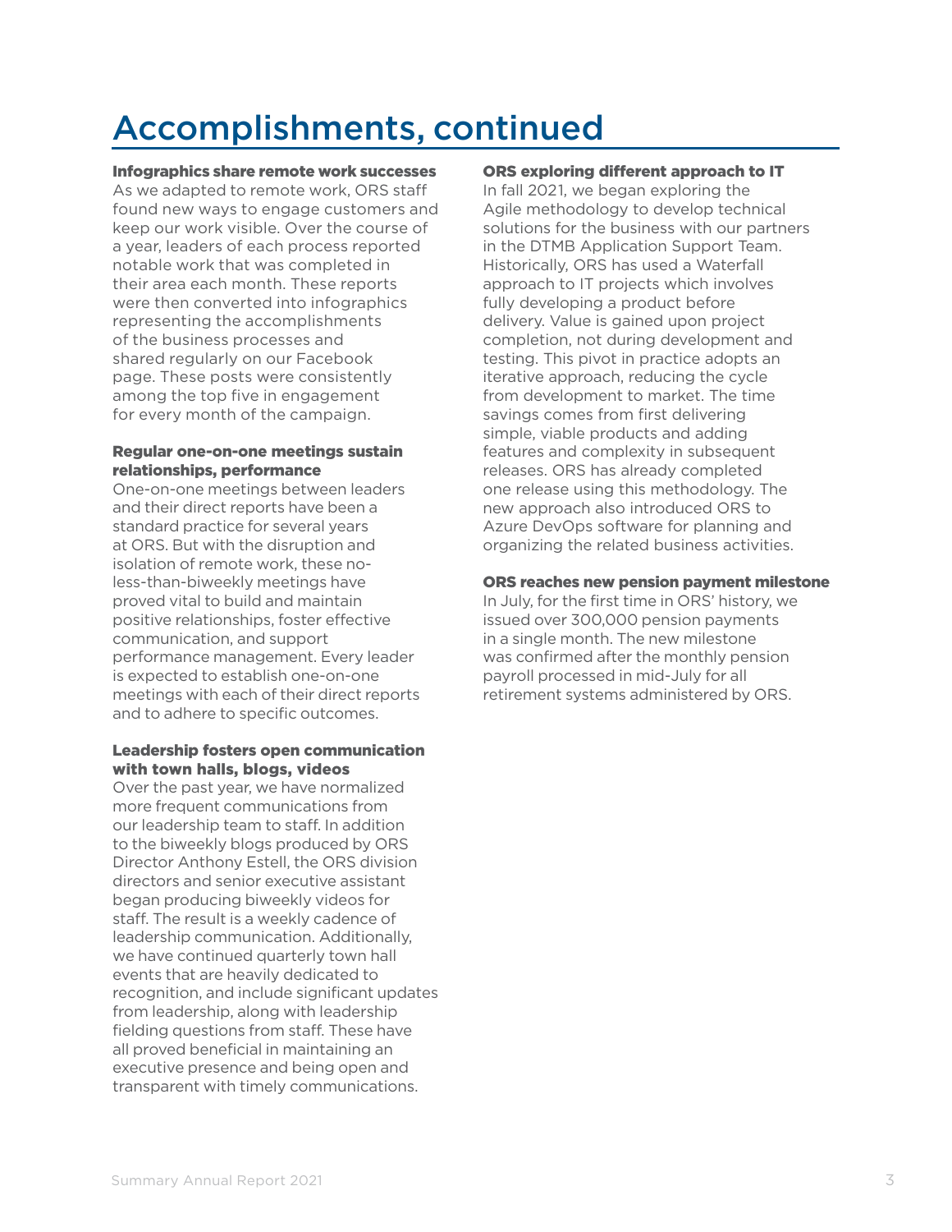# Accomplishments, continued

**Infographics share remote work successes**

As we adapted to remote work, ORS staff found new ways to engage customers and keep our work visible. Over the course of a year, leaders of each process reported notable work that was completed in their area each month. These reports were then converted into infographics representing the accomplishments of the business processes and shared regularly on our Facebook page. These posts were consistently among the top five in engagement for every month of the campaign.

**Regular one-on-one meetings sustain relationships, performance**

One-on-one meetings between leaders and their direct reports have been a standard practice for several years at ORS. But with the disruption and isolation of remote work, these no-less-than-biweekly meetings have proved vital to build and maintain positive relationships, foster effective communication, and support performance management. Every leader is expected to establish one-on-one meetings with each of their direct reports and to adhere to specific outcomes.

**Leadership fosters open communication with town halls, blogs, videos**

Over the past year, we have normalized more frequent communications from our leadership team to staff. In addition to the biweekly blogs produced by ORS Director Anthony Estell, the ORS division directors and senior executive assistant began producing biweekly videos for staff. The result is a weekly cadence of leadership communication. Additionally, we have continued quarterly town hall events that are heavily dedicated to recognition, and include significant updates from leadership, along with leadership fielding questions from staff. These have all proved beneficial in maintaining an executive presence and being open and transparent with timely communications.

**ORS exploring different approach to IT**

In fall 2021, we began exploring the Agile methodology to develop technical solutions for the business with our partners in the DTMB Application Support Team. Historically, ORS has used a Waterfall approach to IT projects which involves fully developing a product before delivery. Value is gained upon project completion, not during development and testing. This pivot in practice adopts an iterative approach, reducing the cycle from development to market. The time savings comes from first delivering simple, viable products and adding features and complexity in subsequent releases. ORS has already completed one release using this methodology. The new approach also introduced ORS to Azure DevOps software for planning and organizing the related business activities.

**ORS reaches new pension payment milestone**

In July, for the first time in ORS' history, we issued over 300,000 pension payments in a single month. The new milestone was confirmed after the monthly pension payroll processed in mid-July for all retirement systems administered by ORS.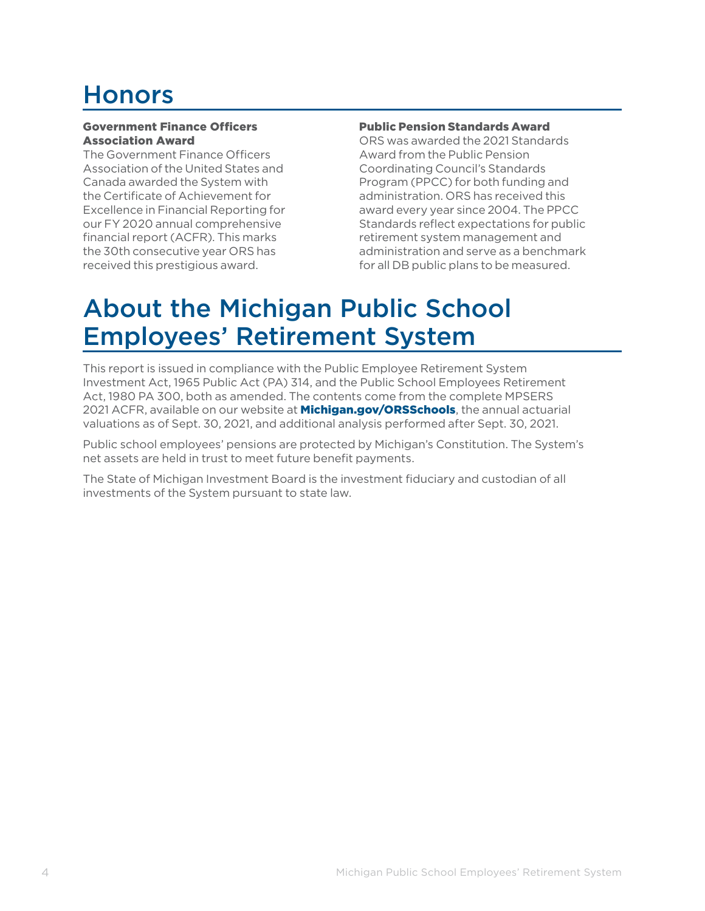# Honors

### Government Finance Officers Association Award

The Government Finance Officers Association of the United States and Canada awarded the System with the Certificate of Achievement for Excellence in Financial Reporting for our FY 2020 annual comprehensive financial report (ACFR). This marks the 30th consecutive year ORS has received this prestigious award.

### Public Pension Standards Award

ORS was awarded the 2021 Standards Award from the Public Pension Coordinating Council's Standards Program (PPCC) for both funding and administration. ORS has received this award every year since 2004. The PPCC Standards reflect expectations for public retirement system management and administration and serve as a benchmark for all DB public plans to be measured.

# About the Michigan Public School Employees' Retirement System

This report is issued in compliance with the Public Employee Retirement System Investment Act, 1965 Public Act (PA) 314, and the Public School Employees Retirement Act, 1980 PA 300, both as amended. The contents come from the complete MPSERS 2021 ACFR, available on our website at **Michigan.gov/ORSSchools**, the annual actuarial valuations as of Sept. 30, 2021, and additional analysis performed after Sept. 30, 2021.

Public school employees' pensions are protected by Michigan's Constitution. The System's net assets are held in trust to meet future benefit payments.

The State of Michigan Investment Board is the investment fiduciary and custodian of all investments of the System pursuant to state law.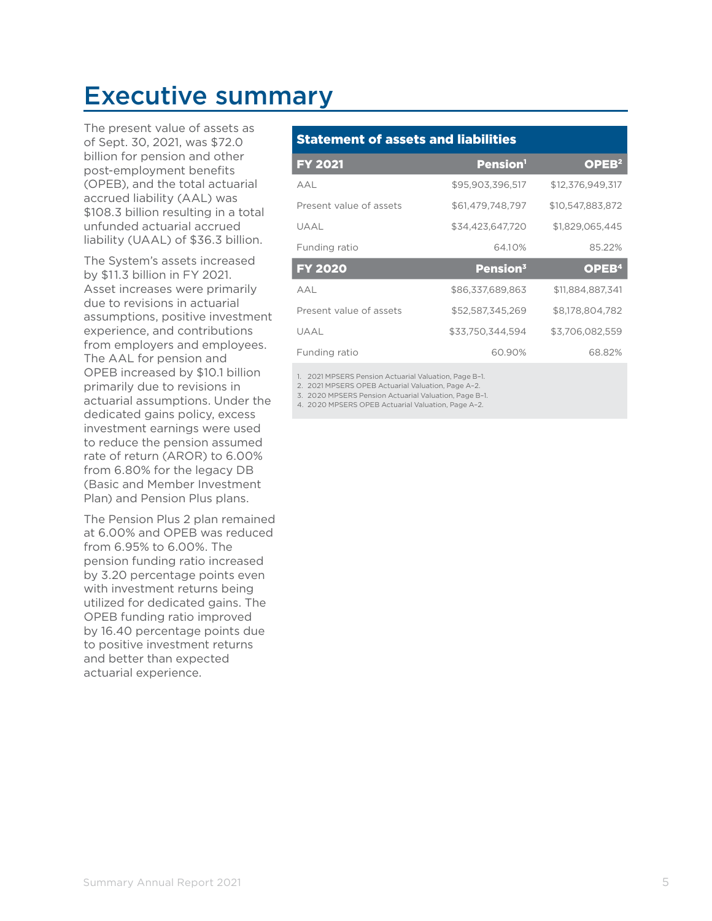# Executive summary

The present value of assets as of Sept. 30, 2021, was $72.0 billion for pension and other post-employment benefits (OPEB), and the total actuarial accrued liability (AAL) was $108.3 billion resulting in a total unfunded actuarial accrued liability (UAAL) of $36.3 billion.

The System's assets increased by $11.3 billion in FY 2021. Asset increases were primarily due to revisions in actuarial assumptions, positive investment experience, and contributions from employers and employees. The AAL for pension and OPEB increased by $10.1 billion primarily due to revisions in actuarial assumptions. Under the dedicated gains policy, excess investment earnings were used to reduce the pension assumed rate of return (AROR) to 6.00% from 6.80% for the legacy DB (Basic and Member Investment Plan) and Pension Plus plans.

The Pension Plus 2 plan remained at 6.00% and OPEB was reduced from 6.95% to 6.00%. The pension funding ratio increased by 3.20 percentage points even with investment returns being utilized for dedicated gains. The OPEB funding ratio improved by 16.40 percentage points due to positive investment returns and better than expected actuarial experience.

**Statement of assets and liabilities**

| FY 2021 | Pension[1] | OPEB[2] |
|---|---|---|
| AAL | $95,903,396,517 | $12,376,949,317 |
| Present value of assets | $61,479,748,797 | $10,547,883,872 |
| UAAL | $34,423,647,720 | $1,829,065,445 |
| Funding ratio | 64.10% | 85.22% |
| **FY 2020** | **Pension[3]** | **OPEB[4]** |
| AAL | $86,337,689,863 | $11,884,887,341 |
| Present value of assets | $52,587,345,269 | $8,178,804,782 |
| UAAL | $33,750,344,594 | $3,706,082,559 |
| Funding ratio | 60.90% | 68.82% |

1. 2021 MPSERS Pension Actuarial Valuation, Page B–1.
2. 2021 MPSERS OPEB Actuarial Valuation, Page A–2.
3. 2020 MPSERS Pension Actuarial Valuation, Page B–1.
4. 2020 MPSERS OPEB Actuarial Valuation, Page A–2.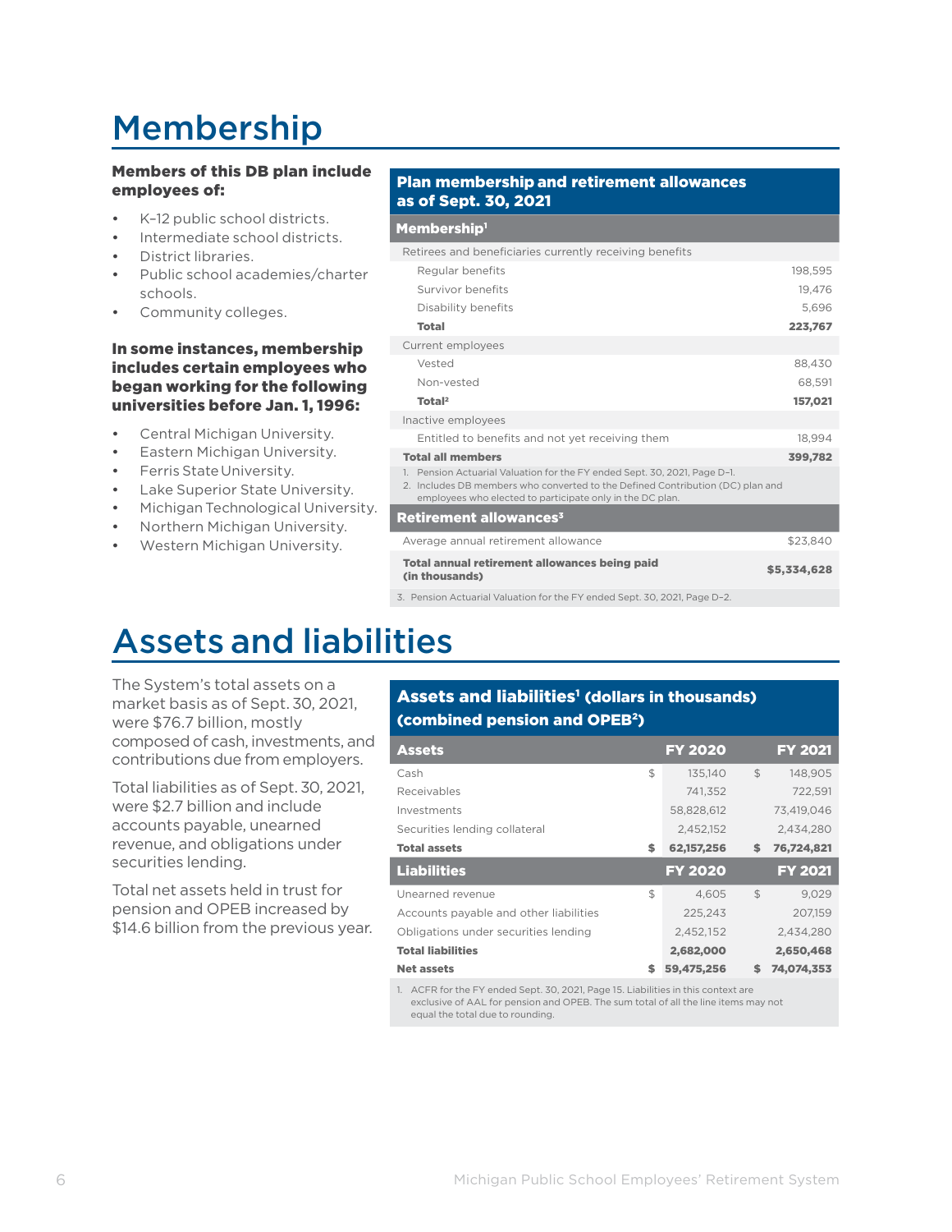# Membership

**Members of this DB plan include employees of:**

- K–12 public school districts.
- Intermediate school districts.
- District libraries.
- Public school academies/charter schools.
- Community colleges.

**In some instances, membership includes certain employees who began working for the following universities before Jan. 1, 1996:**

- Central Michigan University.
- Eastern Michigan University.
- Ferris State University.
- Lake Superior State University.
- Michigan Technological University.
- Northern Michigan University.
- Western Michigan University.

**Plan membership and retirement allowances as of Sept. 30, 2021**

| Membership[1] | |
|---|---|
| Retirees and beneficiaries currently receiving benefits | |
| Regular benefits | 198,595 |
| Survivor benefits | 19,476 |
| Disability benefits | 5,696 |
| **Total** | **223,767** |
| Current employees | |
| Vested | 88,430 |
| Non-vested | 68,591 |
| **Total[2]** | **157,021** |
| Inactive employees | |
| Entitled to benefits and not yet receiving them | 18,994 |
| **Total all members** | **399,782** |

1. Pension Actuarial Valuation for the FY ended Sept. 30, 2021, Page D–1.
2. Includes DB members who converted to the Defined Contribution (DC) plan and employees who elected to participate only in the DC plan.

| Retirement allowances[3] | |
|---|---|
| Average annual retirement allowance | $23,840 |
| **Total annual retirement allowances being paid (in thousands)** | **$5,334,628** |

3. Pension Actuarial Valuation for the FY ended Sept. 30, 2021, Page D–2.

# Assets and liabilities

The System's total assets on a market basis as of Sept. 30, 2021, were $76.7 billion, mostly composed of cash, investments, and contributions due from employers.

Total liabilities as of Sept. 30, 2021, were $2.7 billion and include accounts payable, unearned revenue, and obligations under securities lending.

Total net assets held in trust for pension and OPEB increased by $14.6 billion from the previous year.

**Assets and liabilities[1] (dollars in thousands) (combined pension and OPEB[2])**

| Assets | FY 2020 | FY 2021 |
|---|---|---|
| Cash | $ 135,140 | $ 148,905 |
| Receivables | 741,352 | 722,591 |
| Investments | 58,828,612 | 73,419,046 |
| Securities lending collateral | 2,452,152 | 2,434,280 |
| **Total assets** | **$ 62,157,256** | **$ 76,724,821** |
| **Liabilities** | **FY 2020** | **FY 2021** |
| Unearned revenue | $ 4,605 | $ 9,029 |
| Accounts payable and other liabilities | 225,243 | 207,159 |
| Obligations under securities lending | 2,452,152 | 2,434,280 |
| **Total liabilities** | **2,682,000** | **2,650,468** |
| **Net assets** | **$ 59,475,256** | **$ 74,074,353** |

1. ACFR for the FY ended Sept. 30, 2021, Page 15. Liabilities in this context are exclusive of AAL for pension and OPEB. The sum total of all the line items may not equal the total due to rounding.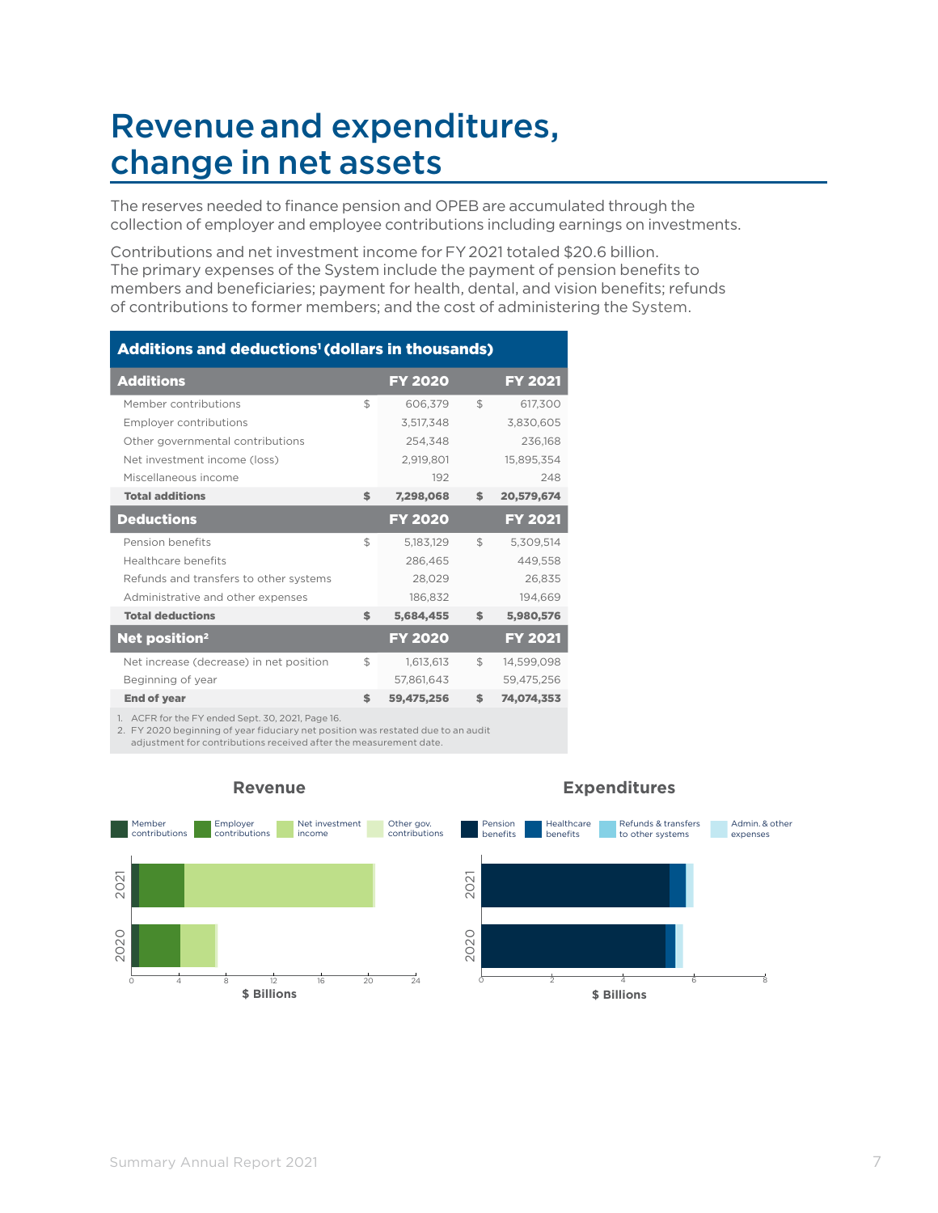# Revenue and expenditures, change in net assets

The reserves needed to finance pension and OPEB are accumulated through the collection of employer and employee contributions including earnings on investments.

Contributions and net investment income for FY 2021 totaled $20.6 billion. The primary expenses of the System include the payment of pension benefits to members and beneficiaries; payment for health, dental, and vision benefits; refunds of contributions to former members; and the cost of administering the System.

**Additions and deductions[1] (dollars in thousands)**

| Additions | | FY 2020 | | FY 2021 |
|---|---|---|---|---|
| Member contributions | $ | 606,379 | $ | 617,300 |
| Employer contributions | | 3,517,348 | | 3,830,605 |
| Other governmental contributions | | 254,348 | | 236,168 |
| Net investment income (loss) | | 2,919,801 | | 15,895,354 |
| Miscellaneous income | | 192 | | 248 |
| **Total additions** | **$** | **7,298,068** | **$** | **20,579,674** |
| **Deductions** | | **FY 2020** | | **FY 2021** |
| Pension benefits | $ | 5,183,129 | $ | 5,309,514 |
| Healthcare benefits | | 286,465 | | 449,558 |
| Refunds and transfers to other systems | | 28,029 | | 26,835 |
| Administrative and other expenses | | 186,832 | | 194,669 |
| **Total deductions** | **$** | **5,684,455** | **$** | **5,980,576** |
| **Net position[2]** | | **FY 2020** | | **FY 2021** |
| Net increase (decrease) in net position | $ | 1,613,613 | $ | 14,599,098 |
| Beginning of year | | 57,861,643 | | 59,475,256 |
| **End of year** | **$** | **59,475,256** | **$** | **74,074,353** |

1. ACFR for the FY ended Sept. 30, 2021, Page 16.
2. FY 2020 beginning of year fiduciary net position was restated due to an audit adjustment for contributions received after the measurement date.

## Revenue

Member contributions | Employer contributions | Net investment income | Other gov. contributions

Years: 2021, 2020 — $ Billions (0, 4, 8, 12, 16, 20, 24)

## Expenditures

Pension benefits | Healthcare benefits | Refunds & transfers to other systems | Admin. & other expenses

Years: 2021, 2020 — $ Billions (0, 2, 4, 6, 8)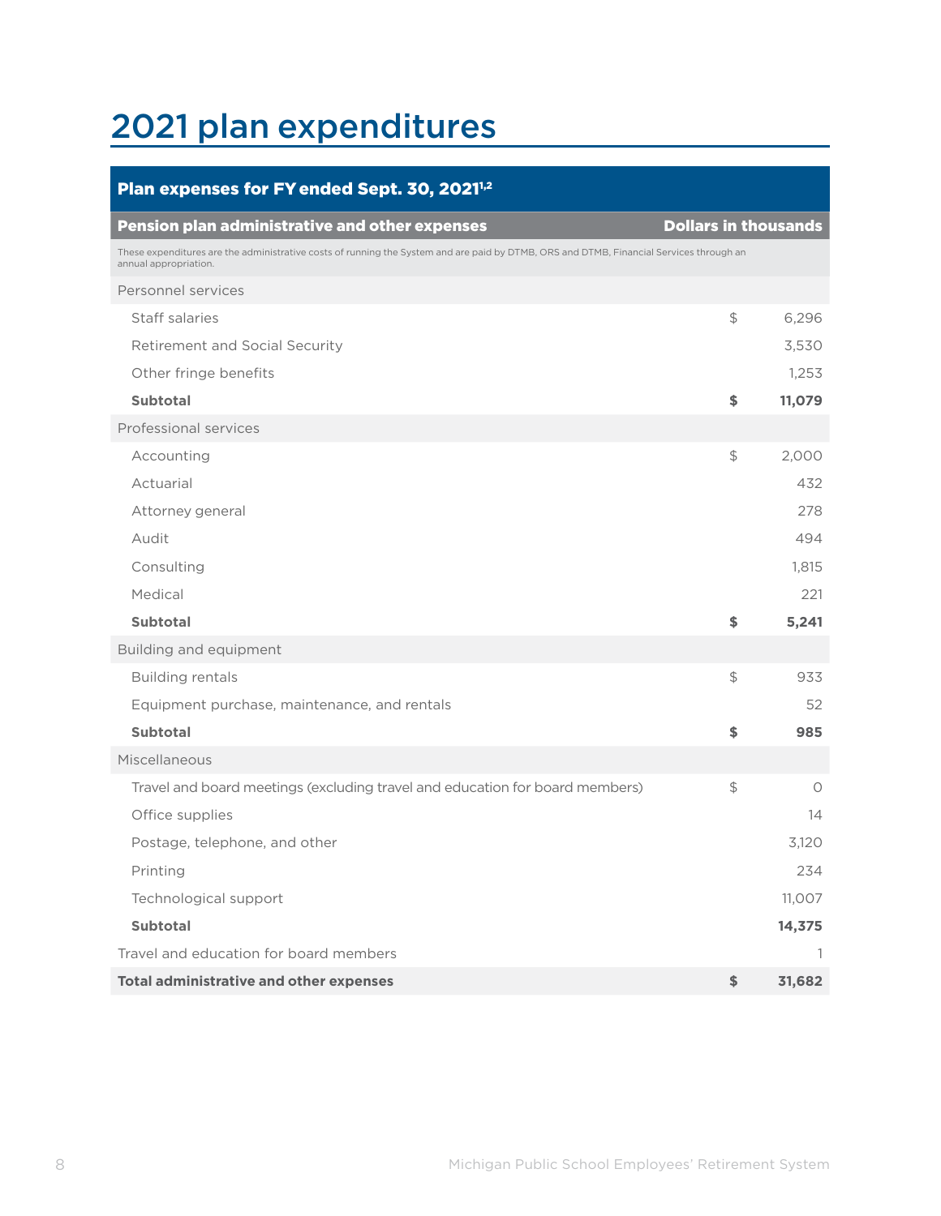# 2021 plan expenditures

| Plan expenses for FY ended Sept. 30, 2021[1,2] | | |
|---|---|---|
| **Pension plan administrative and other expenses** | | **Dollars in thousands** |
| These expenditures are the administrative costs of running the System and are paid by DTMB, ORS and DTMB, Financial Services through an annual appropriation. | | |
| Personnel services | | |
| Staff salaries | $ | 6,296 |
| Retirement and Social Security | | 3,530 |
| Other fringe benefits | | 1,253 |
| **Subtotal** | **$** | **11,079** |
| Professional services | | |
| Accounting | $ | 2,000 |
| Actuarial | | 432 |
| Attorney general | | 278 |
| Audit | | 494 |
| Consulting | | 1,815 |
| Medical | | 221 |
| **Subtotal** | **$** | **5,241** |
| Building and equipment | | |
| Building rentals | $ | 933 |
| Equipment purchase, maintenance, and rentals | | 52 |
| **Subtotal** | **$** | **985** |
| Miscellaneous | | |
| Travel and board meetings (excluding travel and education for board members) | $ | 0 |
| Office supplies | | 14 |
| Postage, telephone, and other | | 3,120 |
| Printing | | 234 |
| Technological support | | 11,007 |
| **Subtotal** | | **14,375** |
| Travel and education for board members | | 1 |
| **Total administrative and other expenses** | **$** | **31,682** |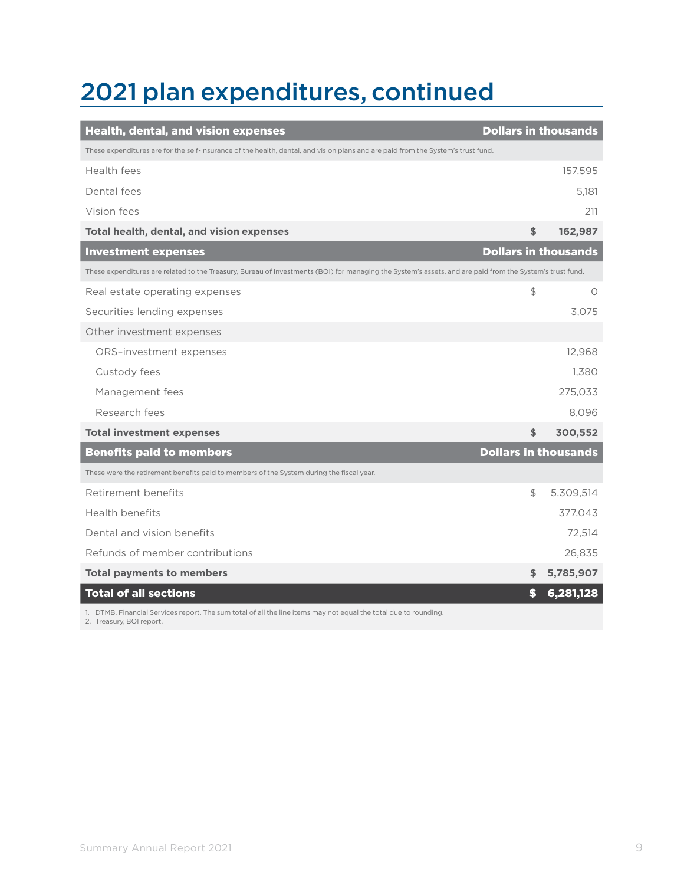# 2021 plan expenditures, continued

| Health, dental, and vision expenses | Dollars in thousands |
|---|---|
| These expenditures are for the self-insurance of the health, dental, and vision plans and are paid from the System's trust fund. | |
| Health fees | 157,595 |
| Dental fees | 5,181 |
| Vision fees | 211 |
| **Total health, dental, and vision expenses** | **$ 162,987** |
| **Investment expenses** | **Dollars in thousands** |
| These expenditures are related to the Treasury, Bureau of Investments (BOI) for managing the System's assets, and are paid from the System's trust fund. | |
| Real estate operating expenses | $ 0 |
| Securities lending expenses | 3,075 |
| Other investment expenses | |
| ORS–investment expenses | 12,968 |
| Custody fees | 1,380 |
| Management fees | 275,033 |
| Research fees | 8,096 |
| **Total investment expenses** | **$ 300,552** |
| **Benefits paid to members** | **Dollars in thousands** |
| These were the retirement benefits paid to members of the System during the fiscal year. | |
| Retirement benefits | $ 5,309,514 |
| Health benefits | 377,043 |
| Dental and vision benefits | 72,514 |
| Refunds of member contributions | 26,835 |
| **Total payments to members** | **$ 5,785,907** |
| **Total of all sections** | **$ 6,281,128** |

1. DTMB, Financial Services report. The sum total of all the line items may not equal the total due to rounding.
2. Treasury, BOI report.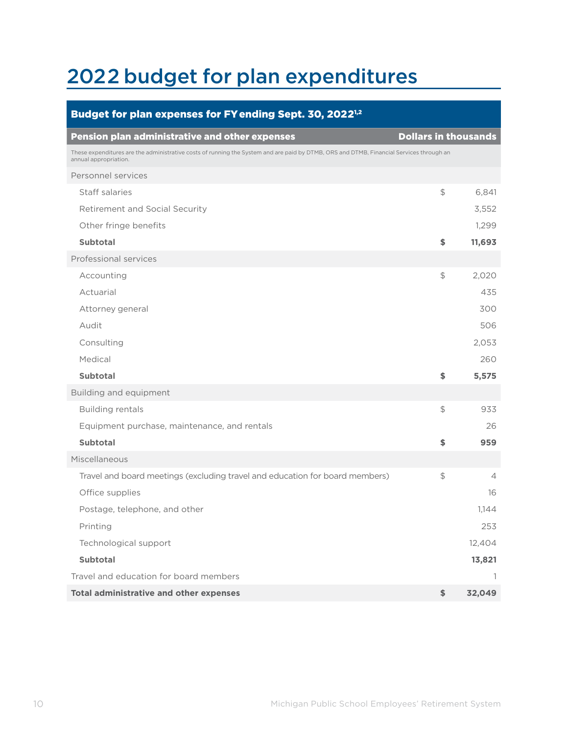# 2022 budget for plan expenditures

| Budget for plan expenses for FY ending Sept. 30, 2022[1,2] | | |
|---|---|---|
| **Pension plan administrative and other expenses** | | **Dollars in thousands** |
| These expenditures are the administrative costs of running the System and are paid by DTMB, ORS and DTMB, Financial Services through an annual appropriation. | | |
| Personnel services | | |
| Staff salaries | $ | 6,841 |
| Retirement and Social Security | | 3,552 |
| Other fringe benefits | | 1,299 |
| **Subtotal** | **$** | **11,693** |
| Professional services | | |
| Accounting | $ | 2,020 |
| Actuarial | | 435 |
| Attorney general | | 300 |
| Audit | | 506 |
| Consulting | | 2,053 |
| Medical | | 260 |
| **Subtotal** | **$** | **5,575** |
| Building and equipment | | |
| Building rentals | $ | 933 |
| Equipment purchase, maintenance, and rentals | | 26 |
| **Subtotal** | **$** | **959** |
| Miscellaneous | | |
| Travel and board meetings (excluding travel and education for board members) | $ | 4 |
| Office supplies | | 16 |
| Postage, telephone, and other | | 1,144 |
| Printing | | 253 |
| Technological support | | 12,404 |
| **Subtotal** | | **13,821** |
| Travel and education for board members | | 1 |
| **Total administrative and other expenses** | **$** | **32,049** |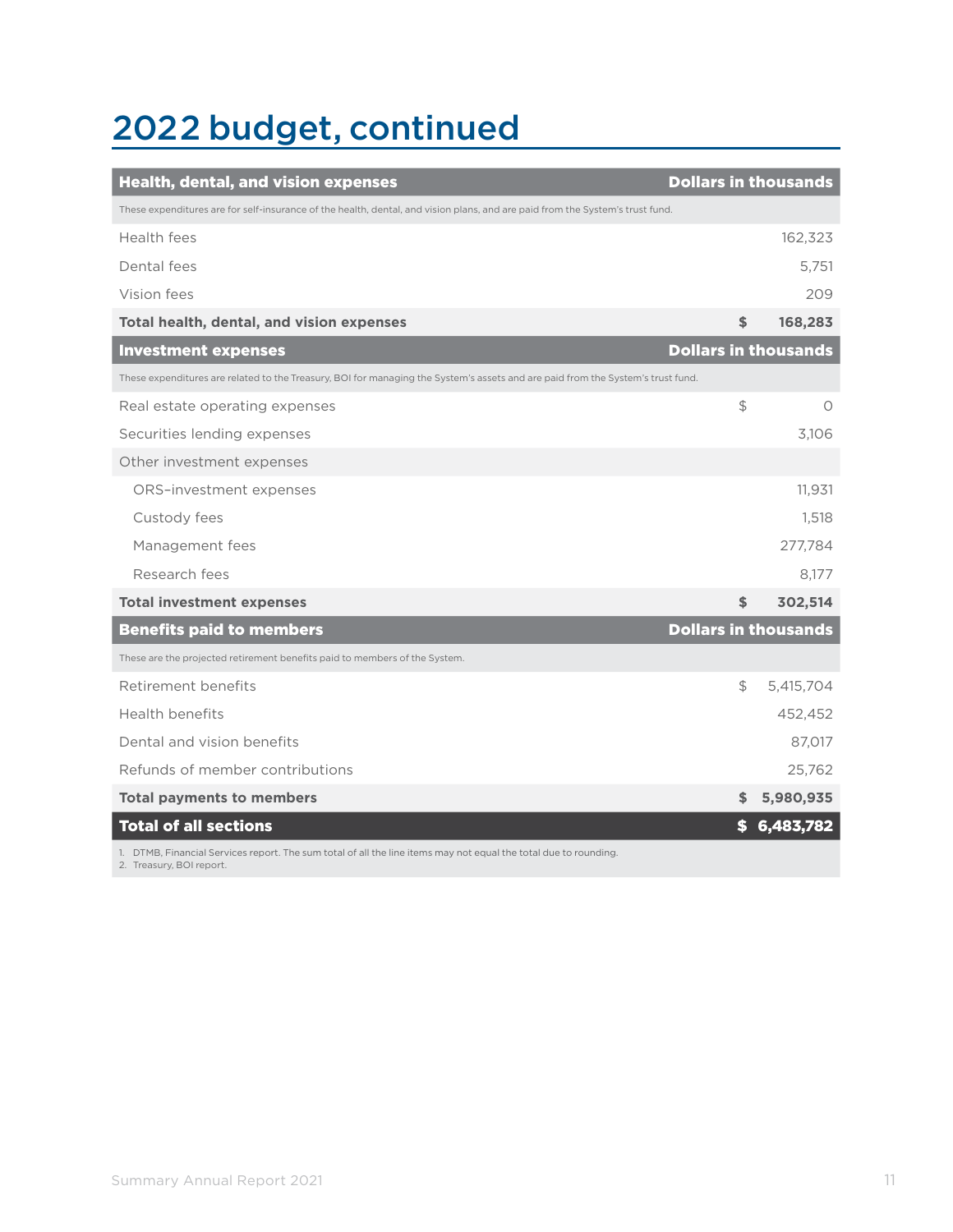# 2022 budget, continued

| Health, dental, and vision expenses | Dollars in thousands |
|---|---|
| These expenditures are for self-insurance of the health, dental, and vision plans, and are paid from the System's trust fund. | |
| Health fees | 162,323 |
| Dental fees | 5,751 |
| Vision fees | 209 |
| **Total health, dental, and vision expenses** | **$ 168,283** |
| **Investment expenses** | **Dollars in thousands** |
| These expenditures are related to the Treasury, BOI for managing the System's assets and are paid from the System's trust fund. | |
| Real estate operating expenses | $ 0 |
| Securities lending expenses | 3,106 |
| Other investment expenses | |
| ORS–investment expenses | 11,931 |
| Custody fees | 1,518 |
| Management fees | 277,784 |
| Research fees | 8,177 |
| **Total investment expenses** | **$ 302,514** |
| **Benefits paid to members** | **Dollars in thousands** |
| These are the projected retirement benefits paid to members of the System. | |
| Retirement benefits | $ 5,415,704 |
| Health benefits | 452,452 |
| Dental and vision benefits | 87,017 |
| Refunds of member contributions | 25,762 |
| **Total payments to members** | **$ 5,980,935** |
| **Total of all sections** | **$ 6,483,782** |

1. DTMB, Financial Services report. The sum total of all the line items may not equal the total due to rounding.
2. Treasury, BOI report.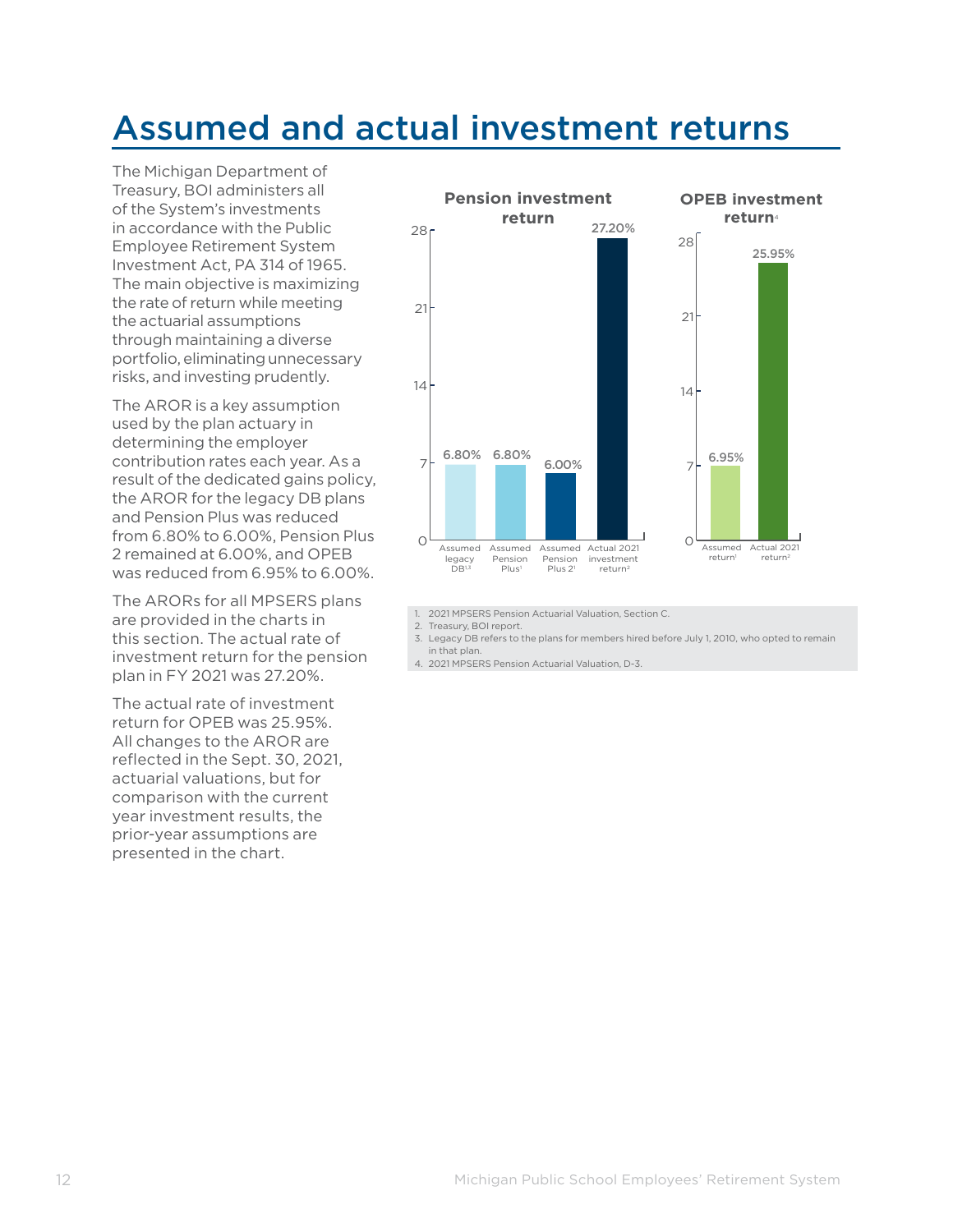# Assumed and actual investment returns

The Michigan Department of Treasury, BOI administers all of the System's investments in accordance with the Public Employee Retirement System Investment Act, PA 314 of 1965. The main objective is maximizing the rate of return while meeting the actuarial assumptions through maintaining a diverse portfolio, eliminating unnecessary risks, and investing prudently.

The AROR is a key assumption used by the plan actuary in determining the employer contribution rates each year. As a result of the dedicated gains policy, the AROR for the legacy DB plans and Pension Plus was reduced from 6.80% to 6.00%, Pension Plus 2 remained at 6.00%, and OPEB was reduced from 6.95% to 6.00%.

The ARORs for all MPSERS plans are provided in the charts in this section. The actual rate of investment return for the pension plan in FY 2021 was 27.20%.

The actual rate of investment return for OPEB was 25.95%. All changes to the AROR are reflected in the Sept. 30, 2021, actuarial valuations, but for comparison with the current year investment results, the prior-year assumptions are presented in the chart.

**Pension investment return**

| | Assumed legacy DB[1,3] | Assumed Pension Plus[1] | Assumed Pension Plus 2[1] | Actual 2021 investment return[2] |
|---|---|---|---|---|
| Return | 6.80% | 6.80% | 6.00% | 27.20% |

**OPEB investment return**[4]

| | Assumed return[1] | Actual 2021 return[2] |
|---|---|---|
| Return | 6.95% | 25.95% |

1. 2021 MPSERS Pension Actuarial Valuation, Section C.
2. Treasury, BOI report.
3. Legacy DB refers to the plans for members hired before July 1, 2010, who opted to remain in that plan.
4. 2021 MPSERS Pension Actuarial Valuation, D-3.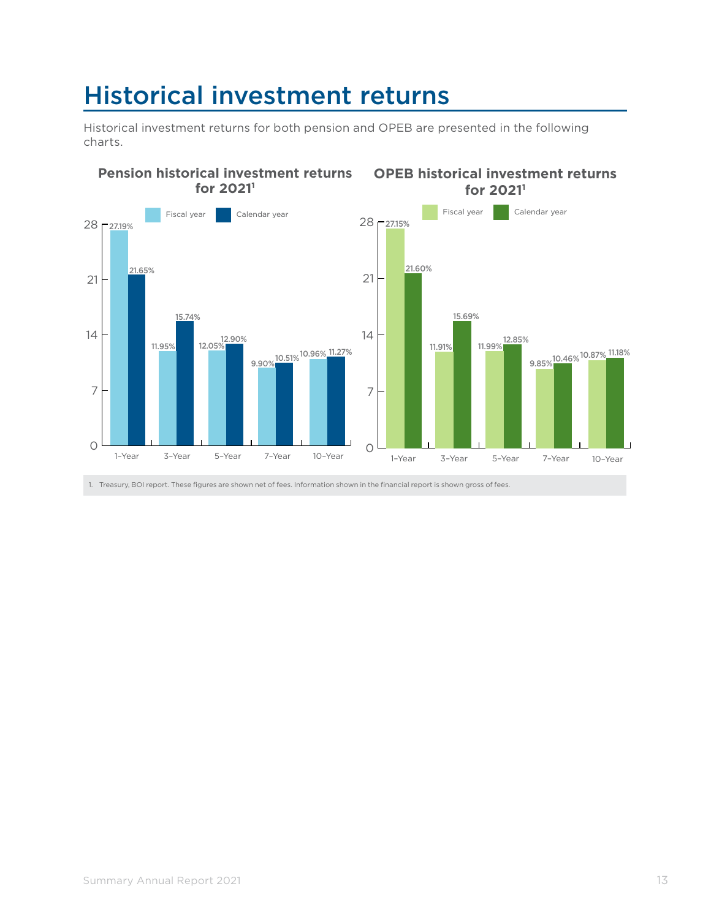# Historical investment returns

Historical investment returns for both pension and OPEB are presented in the following charts.

### Pension historical investment returns for 2021[1]

| | Fiscal year | Calendar year |
|---|---|---|
| 1-Year | 27.19% | 21.65% |
| 3-Year | 11.95% | 15.74% |
| 5-Year | 12.05% | 12.90% |
| 7-Year | 9.90% | 10.51% |
| 10-Year | 10.96% | 11.27% |

### OPEB historical investment returns for 2021[1]

| | Fiscal year | Calendar year |
|---|---|---|
| 1-Year | 27.15% | 21.60% |
| 3-Year | 11.91% | 15.69% |
| 5-Year | 11.99% | 12.85% |
| 7-Year | 9.85% | 10.46% |
| 10-Year | 10.87% | 11.18% |

1. Treasury, BOI report. These figures are shown net of fees. Information shown in the financial report is shown gross of fees.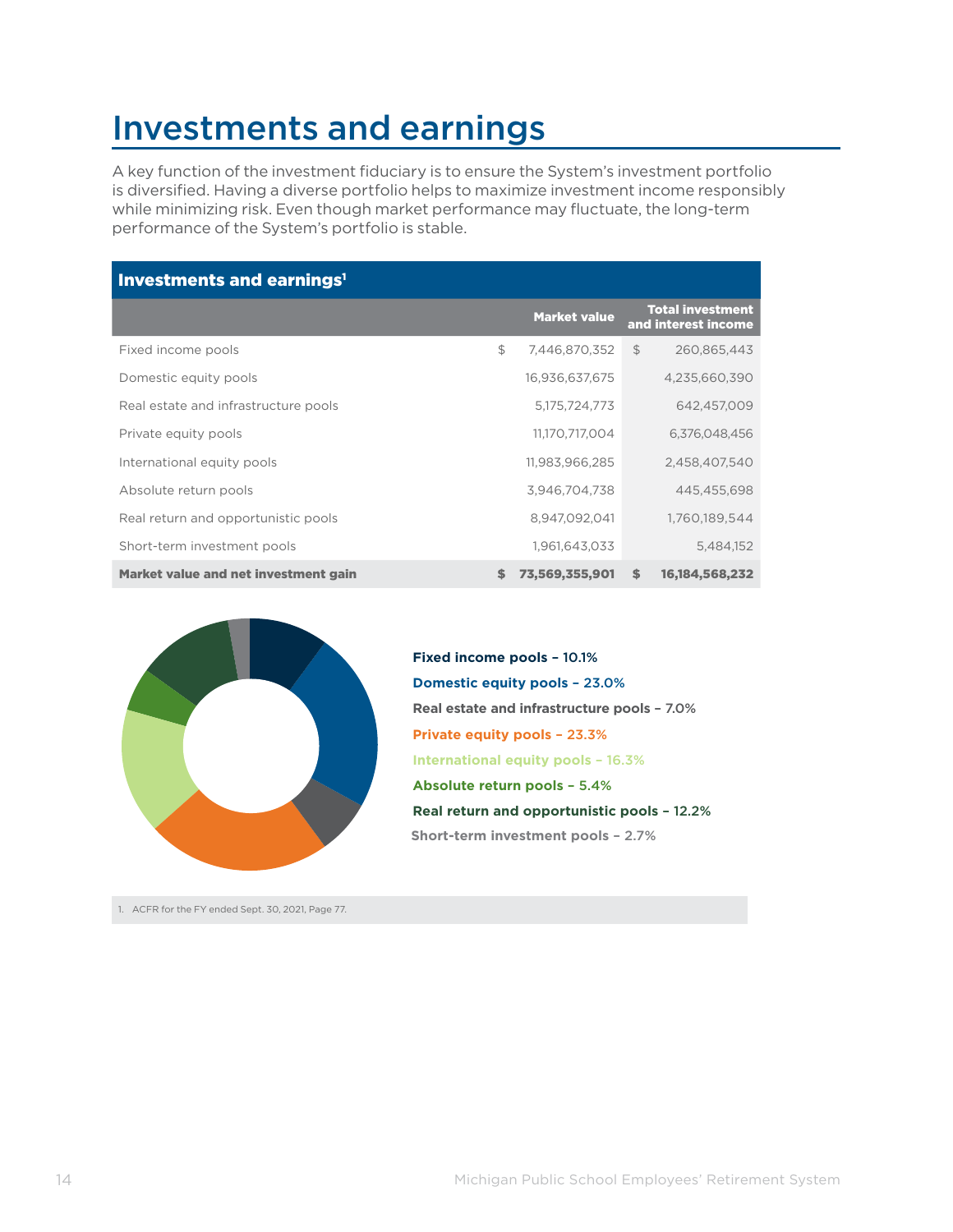# Investments and earnings

A key function of the investment fiduciary is to ensure the System's investment portfolio is diversified. Having a diverse portfolio helps to maximize investment income responsibly while minimizing risk. Even though market performance may fluctuate, the long-term performance of the System's portfolio is stable.

**Investments and earnings[1]**

| | Market value | Total investment and interest income |
|---|---|---|
| Fixed income pools | $ 7,446,870,352 | $ 260,865,443 |
| Domestic equity pools | 16,936,637,675 | 4,235,660,390 |
| Real estate and infrastructure pools | 5,175,724,773 | 642,457,009 |
| Private equity pools | 11,170,717,004 | 6,376,048,456 |
| International equity pools | 11,983,966,285 | 2,458,407,540 |
| Absolute return pools | 3,946,704,738 | 445,455,698 |
| Real return and opportunistic pools | 8,947,092,041 | 1,760,189,544 |
| Short-term investment pools | 1,961,643,033 | 5,484,152 |
| **Market value and net investment gain** | **$ 73,569,355,901** | **$ 16,184,568,232** |

**Fixed income pools – 10.1%**
**Domestic equity pools – 23.0%**
**Real estate and infrastructure pools – 7.0%**
**Private equity pools – 23.3%**
**International equity pools – 16.3%**
**Absolute return pools – 5.4%**
**Real return and opportunistic pools – 12.2%**
**Short-term investment pools – 2.7%**

1. ACFR for the FY ended Sept. 30, 2021, Page 77.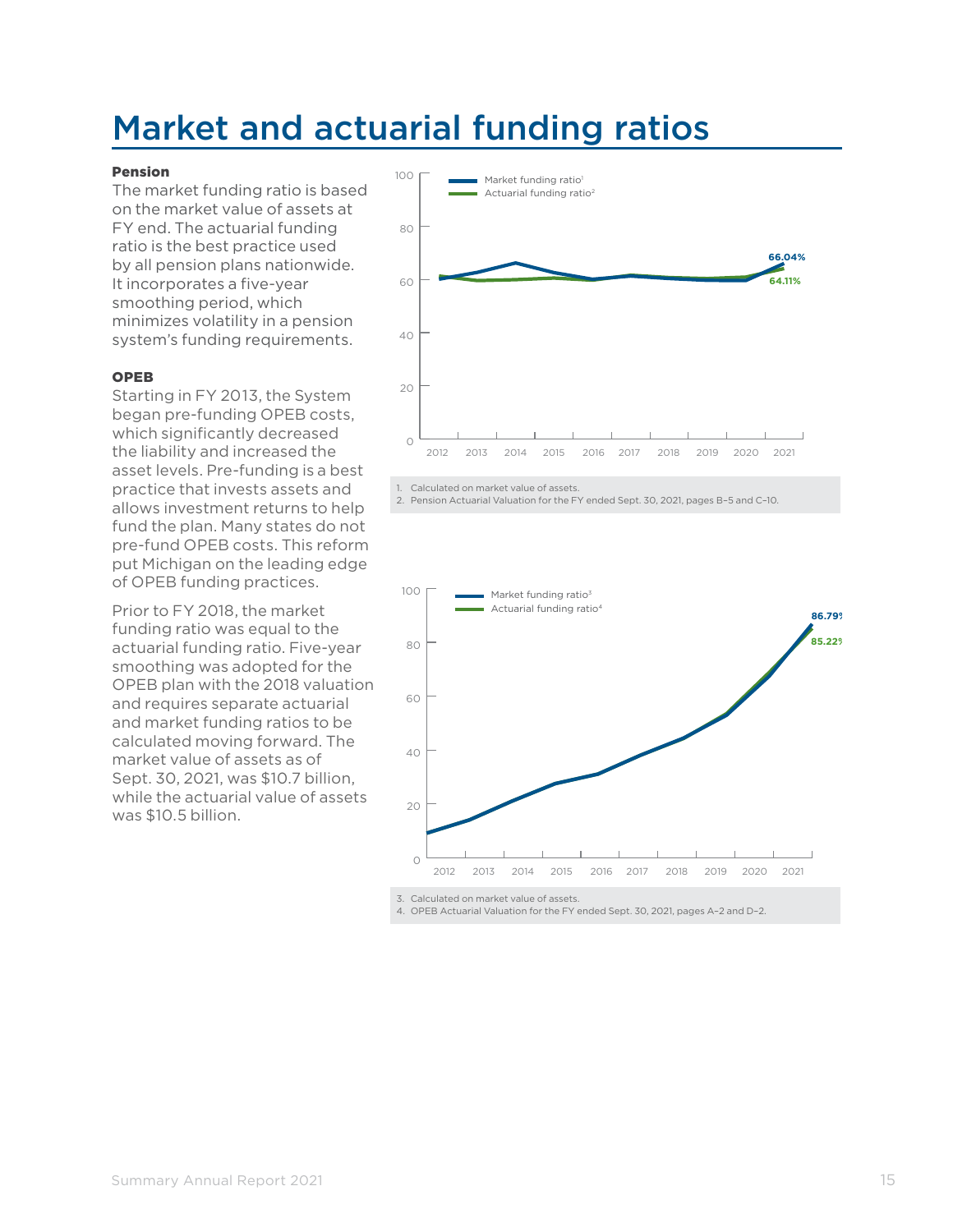# Market and actuarial funding ratios

**Pension**

The market funding ratio is based on the market value of assets at FY end. The actuarial funding ratio is the best practice used by all pension plans nationwide. It incorporates a five-year smoothing period, which minimizes volatility in a pension system's funding requirements.

**OPEB**

Starting in FY 2013, the System began pre-funding OPEB costs, which significantly decreased the liability and increased the asset levels. Pre-funding is a best practice that invests assets and allows investment returns to help fund the plan. Many states do not pre-fund OPEB costs. This reform put Michigan on the leading edge of OPEB funding practices.

Prior to FY 2018, the market funding ratio was equal to the actuarial funding ratio. Five-year smoothing was adopted for the OPEB plan with the 2018 valuation and requires separate actuarial and market funding ratios to be calculated moving forward. The market value of assets as of Sept. 30, 2021, was $10.7 billion, while the actuarial value of assets was $10.5 billion.

Market funding ratio[1] — 66.04%
Actuarial funding ratio[2] — 64.11%

1. Calculated on market value of assets.
2. Pension Actuarial Valuation for the FY ended Sept. 30, 2021, pages B–5 and C–10.

Market funding ratio[3] — 86.79%
Actuarial funding ratio[4] — 85.22%

3. Calculated on market value of assets.
4. OPEB Actuarial Valuation for the FY ended Sept. 30, 2021, pages A–2 and D–2.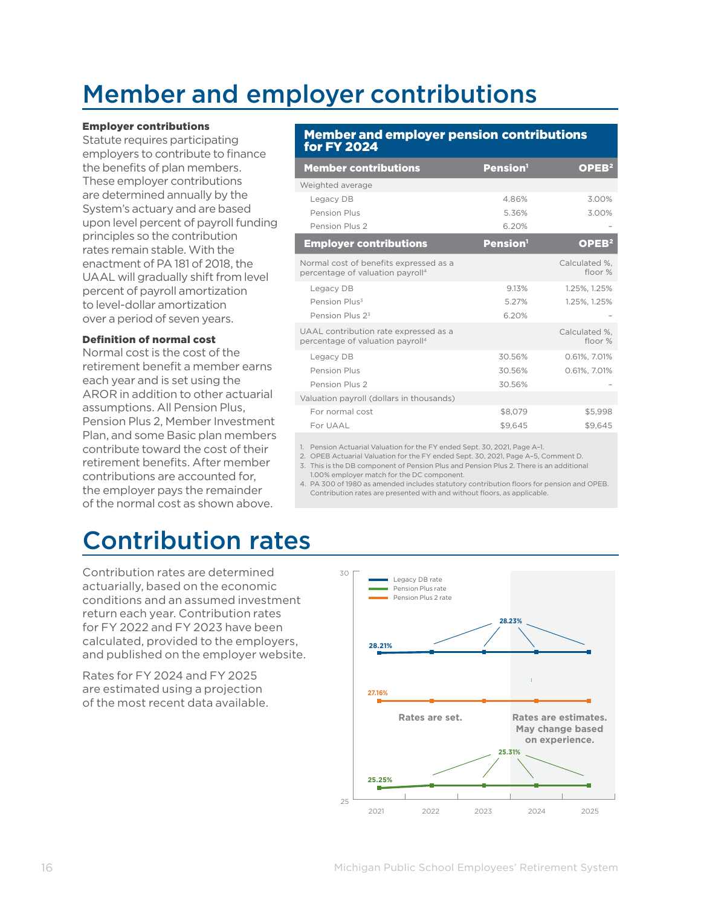# Member and employer contributions

**Employer contributions**

Statute requires participating employers to contribute to finance the benefits of plan members. These employer contributions are determined annually by the System's actuary and are based upon level percent of payroll funding principles so the contribution rates remain stable. With the enactment of PA 181 of 2018, the UAAL will gradually shift from level percent of payroll amortization to level-dollar amortization over a period of seven years.

**Definition of normal cost**

Normal cost is the cost of the retirement benefit a member earns each year and is set using the AROR in addition to other actuarial assumptions. All Pension Plus, Pension Plus 2, Member Investment Plan, and some Basic plan members contribute toward the cost of their retirement benefits. After member contributions are accounted for, the employer pays the remainder of the normal cost as shown above.

**Member and employer pension contributions for FY 2024**

| Member contributions | Pension[1] | OPEB[2] |
|---|---|---|
| Weighted average | | |
| Legacy DB | 4.86% | 3.00% |
| Pension Plus | 5.36% | 3.00% |
| Pension Plus 2 | 6.20% | – |
| **Employer contributions** | **Pension[1]** | **OPEB[2]** |
| Normal cost of benefits expressed as a percentage of valuation payroll[4] | | Calculated %, floor % |
| Legacy DB | 9.13% | 1.25%, 1.25% |
| Pension Plus[3] | 5.27% | 1.25%, 1.25% |
| Pension Plus 2[3] | 6.20% | – |
| UAAL contribution rate expressed as a percentage of valuation payroll[4] | | Calculated %, floor % |
| Legacy DB | 30.56% | 0.61%, 7.01% |
| Pension Plus | 30.56% | 0.61%, 7.01% |
| Pension Plus 2 | 30.56% | – |
| Valuation payroll (dollars in thousands) | | |
| For normal cost | $8,079 | $5,998 |
| For UAAL | $9,645 | $9,645 |

1. Pension Actuarial Valuation for the FY ended Sept. 30, 2021, Page A-1.
2. OPEB Actuarial Valuation for the FY ended Sept. 30, 2021, Page A-5, Comment D.
3. This is the DB component of Pension Plus and Pension Plus 2. There is an additional 1.00% employer match for the DC component.
4. PA 300 of 1980 as amended includes statutory contribution floors for pension and OPEB. Contribution rates are presented with and without floors, as applicable.

# Contribution rates

Contribution rates are determined actuarially, based on the economic conditions and an assumed investment return each year. Contribution rates for FY 2022 and FY 2023 have been calculated, provided to the employers, and published on the employer website.

Rates for FY 2024 and FY 2025 are estimated using a projection of the most recent data available.

| Year | Legacy DB rate | Pension Plus rate | Pension Plus 2 rate |
|---|---|---|---|
| 2021 | 28.21% | 25.25% | 27.16% |
| 2022 | 28.23% | 25.31% | 27.16% |
| 2023 | 28.23% | 25.31% | 27.16% |
| 2024 | 28.23% | 25.31% | 27.16% |
| 2025 | 28.23% | 25.31% | 27.16% |

Rates are set. (2021–2023) Rates are estimates. May change based on experience. (2024–2025)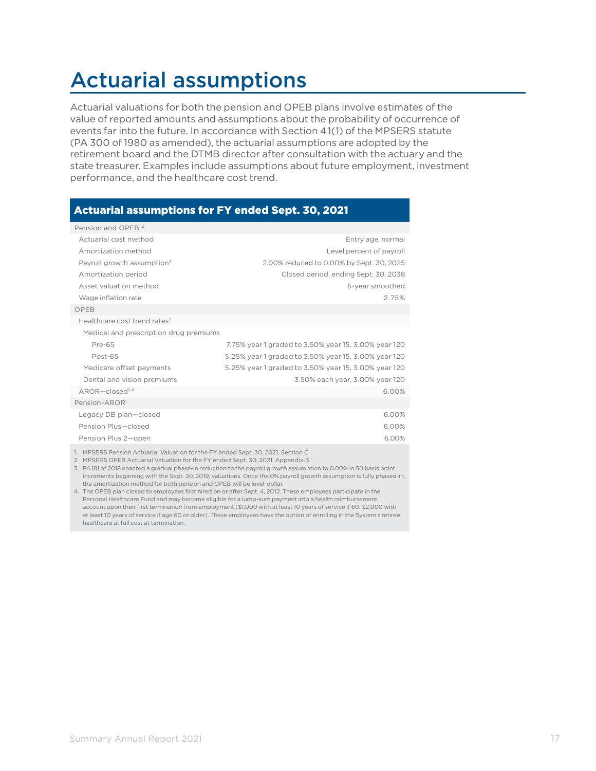# Actuarial assumptions

Actuarial valuations for both the pension and OPEB plans involve estimates of the value of reported amounts and assumptions about the probability of occurrence of events far into the future. In accordance with Section 41(1) of the MPSERS statute (PA 300 of 1980 as amended), the actuarial assumptions are adopted by the retirement board and the DTMB director after consultation with the actuary and the state treasurer. Examples include assumptions about future employment, investment performance, and the healthcare cost trend.

| Actuarial assumptions for FY ended Sept. 30, 2021 | |
|---|---|
| **Pension and OPEB**[1,2] | |
| Actuarial cost method | Entry age, normal |
| Amortization method | Level percent of payroll |
| Payroll growth assumption[3] | 2.00% reduced to 0.00% by Sept. 30, 2025 |
| Amortization period | Closed period, ending Sept. 30, 2038 |
| Asset valuation method | 5-year smoothed |
| Wage inflation rate | 2.75% |
| **OPEB** | |
| Healthcare cost trend rates[2] | |
| Medical and prescription drug premiums | |
| Pre-65 | 7.75% year 1 graded to 3.50% year 15, 3.00% year 120 |
| Post-65 | 5.25% year 1 graded to 3.50% year 15, 3.00% year 120 |
| Medicare offset payments | 5.25% year 1 graded to 3.50% year 15, 3.00% year 120 |
| Dental and vision premiums | 3.50% each year, 3.00% year 120 |
| AROR—closed[2,4] | 6.00% |
| **Pension–AROR**[1] | |
| Legacy DB plan—closed | 6.00% |
| Pension Plus—closed | 6.00% |
| Pension Plus 2—open | 6.00% |

1. MPSERS Pension Actuarial Valuation for the FY ended Sept. 30, 2021, Section C.
2. MPSERS OPEB Actuarial Valuation for the FY ended Sept. 30, 2021, Appendix-3.
3. PA 181 of 2018 enacted a gradual phase-in reduction to the payroll growth assumption to 0.00% in 50 basis point increments beginning with the Sept. 30, 2019, valuations. Once the 0% payroll growth assumption is fully phased-in, the amortization method for both pension and OPEB will be level-dollar.
4. The OPEB plan closed to employees first hired on or after Sept. 4, 2012. These employees participate in the Personal Healthcare Fund and may become eligible for a lump-sum payment into a health reimbursement account upon their first termination from employment ($1,000 with at least 10 years of service if 60; $2,000 with at least 10 years of service if age 60 or older). These employees have the option of enrolling in the System's retiree healthcare at full cost at termination.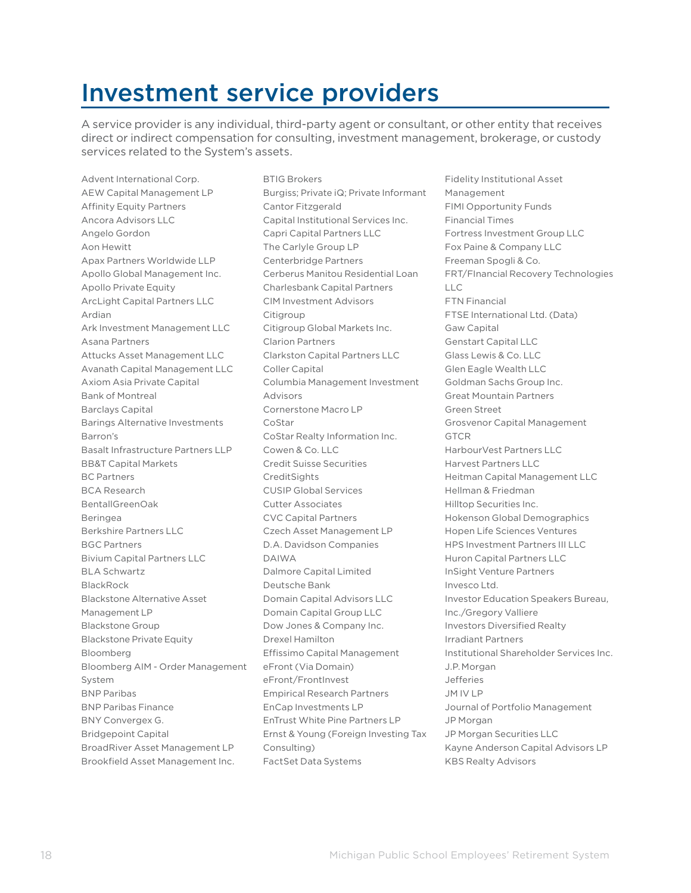# Investment service providers

A service provider is any individual, third-party agent or consultant, or other entity that receives direct or indirect compensation for consulting, investment management, brokerage, or custody services related to the System's assets.

Advent International Corp.
AEW Capital Management LP
Affinity Equity Partners
Ancora Advisors LLC
Angelo Gordon
Aon Hewitt
Apax Partners Worldwide LLP
Apollo Global Management Inc.
Apollo Private Equity
ArcLight Capital Partners LLC
Ardian
Ark Investment Management LLC
Asana Partners
Attucks Asset Management LLC
Avanath Capital Management LLC
Axiom Asia Private Capital
Bank of Montreal
Barclays Capital
Barings Alternative Investments
Barron's
Basalt Infrastructure Partners LLP
BB&T Capital Markets
BC Partners
BCA Research
BentallGreenOak
Beringea
Berkshire Partners LLC
BGC Partners
Bivium Capital Partners LLC
BLA Schwartz
BlackRock
Blackstone Alternative Asset Management LP
Blackstone Group
Blackstone Private Equity
Bloomberg
Bloomberg AIM - Order Management System
BNP Paribas
BNP Paribas Finance
BNY Convergex G.
Bridgepoint Capital
BroadRiver Asset Management LP
Brookfield Asset Management Inc.
BTIG Brokers
Burgiss; Private iQ; Private Informant
Cantor Fitzgerald
Capital Institutional Services Inc.
Capri Capital Partners LLC
The Carlyle Group LP
Centerbridge Partners
Cerberus Manitou Residential Loan
Charlesbank Capital Partners
CIM Investment Advisors
Citigroup
Citigroup Global Markets Inc.
Clarion Partners
Clarkston Capital Partners LLC
Coller Capital
Columbia Management Investment Advisors
Cornerstone Macro LP
CoStar
CoStar Realty Information Inc.
Cowen & Co. LLC
Credit Suisse Securities
CreditSights
CUSIP Global Services
Cutter Associates
CVC Capital Partners
Czech Asset Management LP
D.A. Davidson Companies
DAIWA
Dalmore Capital Limited
Deutsche Bank
Domain Capital Advisors LLC
Domain Capital Group LLC
Dow Jones & Company Inc.
Drexel Hamilton
Effissimo Capital Management
eFront (Via Domain)
eFront/FrontInvest
Empirical Research Partners
EnCap Investments LP
EnTrust White Pine Partners LP
Ernst & Young (Foreign Investing Tax Consulting)
FactSet Data Systems
Fidelity Institutional Asset Management
FIMI Opportunity Funds
Financial Times
Fortress Investment Group LLC
Fox Paine & Company LLC
Freeman Spogli & Co.
FRT/FInancial Recovery Technologies LLC
FTN Financial
FTSE International Ltd. (Data)
Gaw Capital
Genstart Capital LLC
Glass Lewis & Co. LLC
Glen Eagle Wealth LLC
Goldman Sachs Group Inc.
Great Mountain Partners
Green Street
Grosvenor Capital Management
GTCR
HarbourVest Partners LLC
Harvest Partners LLC
Heitman Capital Management LLC
Hellman & Friedman
Hilltop Securities Inc.
Hokenson Global Demographics
Hopen Life Sciences Ventures
HPS Investment Partners III LLC
Huron Capital Partners LLC
InSight Venture Partners
Invesco Ltd.
Investor Education Speakers Bureau, Inc./Gregory Valliere
Investors Diversified Realty
Irradiant Partners
Institutional Shareholder Services Inc.
J.P. Morgan
Jefferies
JM IV LP
Journal of Portfolio Management
JP Morgan
JP Morgan Securities LLC
Kayne Anderson Capital Advisors LP
KBS Realty Advisors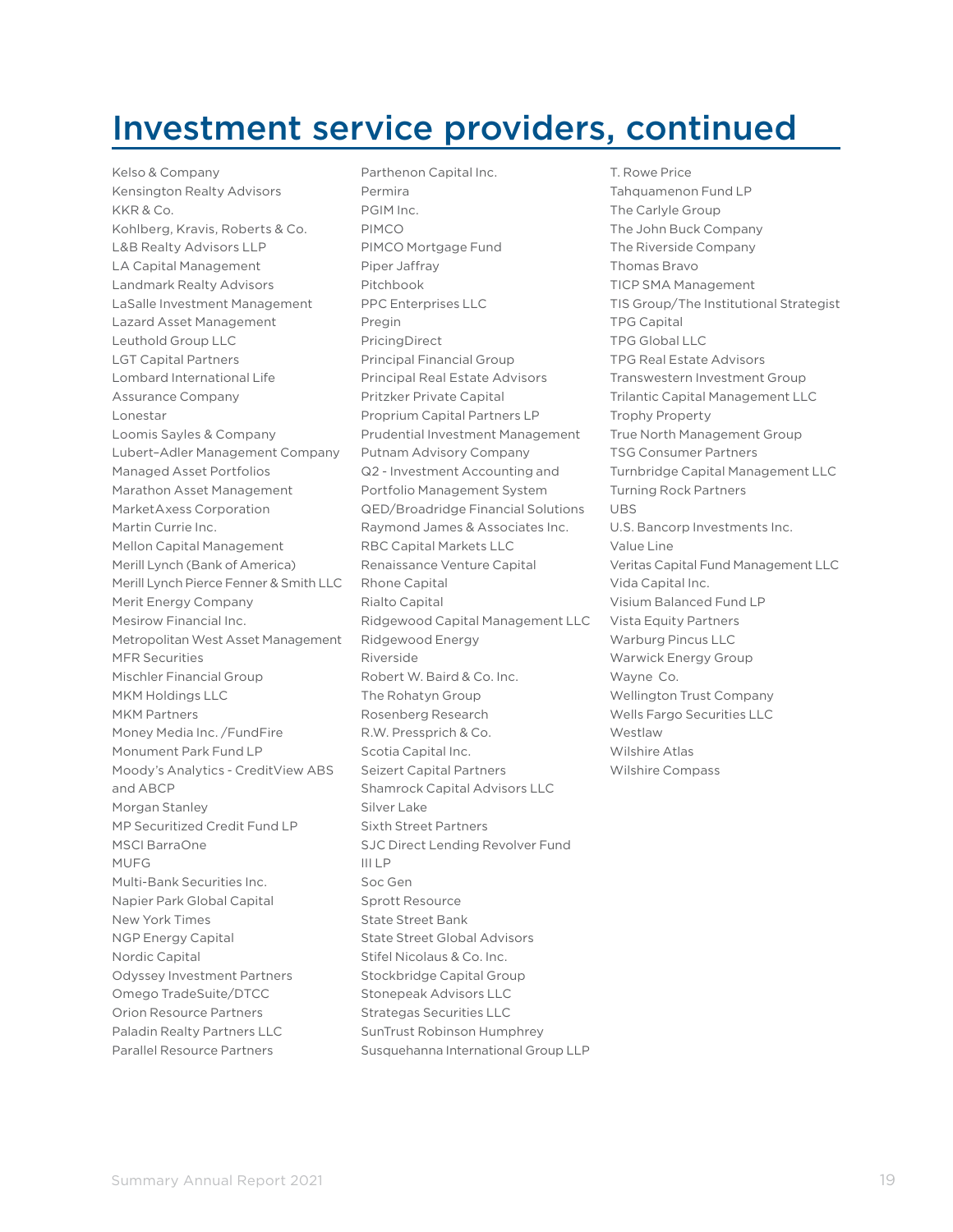# Investment service providers, continued

Kelso & Company
Kensington Realty Advisors
KKR & Co.
Kohlberg, Kravis, Roberts & Co.
L&B Realty Advisors LLP
LA Capital Management
Landmark Realty Advisors
LaSalle Investment Management
Lazard Asset Management
Leuthold Group LLC
LGT Capital Partners
Lombard International Life Assurance Company
Lonestar
Loomis Sayles & Company
Lubert–Adler Management Company
Managed Asset Portfolios
Marathon Asset Management
MarketAxess Corporation
Martin Currie Inc.
Mellon Capital Management
Merill Lynch (Bank of America)
Merill Lynch Pierce Fenner & Smith LLC
Merit Energy Company
Mesirow Financial Inc.
Metropolitan West Asset Management
MFR Securities
Mischler Financial Group
MKM Holdings LLC
MKM Partners
Money Media Inc. /FundFire
Monument Park Fund LP
Moody's Analytics - CreditView ABS and ABCP
Morgan Stanley
MP Securitized Credit Fund LP
MSCI BarraOne
MUFG
Multi-Bank Securities Inc.
Napier Park Global Capital
New York Times
NGP Energy Capital
Nordic Capital
Odyssey Investment Partners
Omego TradeSuite/DTCC
Orion Resource Partners
Paladin Realty Partners LLC
Parallel Resource Partners
Parthenon Capital Inc.
Permira
PGIM Inc.
PIMCO
PIMCO Mortgage Fund
Piper Jaffray
Pitchbook
PPC Enterprises LLC
Pregin
PricingDirect
Principal Financial Group
Principal Real Estate Advisors
Pritzker Private Capital
Proprium Capital Partners LP
Prudential Investment Management
Putnam Advisory Company
Q2 - Investment Accounting and Portfolio Management System
QED/Broadridge Financial Solutions
Raymond James & Associates Inc.
RBC Capital Markets LLC
Renaissance Venture Capital
Rhone Capital
Rialto Capital
Ridgewood Capital Management LLC
Ridgewood Energy
Riverside
Robert W. Baird & Co. Inc.
The Rohatyn Group
Rosenberg Research
R.W. Pressprich & Co.
Scotia Capital Inc.
Seizert Capital Partners
Shamrock Capital Advisors LLC
Silver Lake
Sixth Street Partners
SJC Direct Lending Revolver Fund III LP
Soc Gen
Sprott Resource
State Street Bank
State Street Global Advisors
Stifel Nicolaus & Co. Inc.
Stockbridge Capital Group
Stonepeak Advisors LLC
Strategas Securities LLC
SunTrust Robinson Humphrey
Susquehanna International Group LLP
T. Rowe Price
Tahquamenon Fund LP
The Carlyle Group
The John Buck Company
The Riverside Company
Thomas Bravo
TICP SMA Management
TIS Group/The Institutional Strategist
TPG Capital
TPG Global LLC
TPG Real Estate Advisors
Transwestern Investment Group
Trilantic Capital Management LLC
Trophy Property
True North Management Group
TSG Consumer Partners
Turnbridge Capital Management LLC
Turning Rock Partners
UBS
U.S. Bancorp Investments Inc.
Value Line
Veritas Capital Fund Management LLC
Vida Capital Inc.
Visium Balanced Fund LP
Vista Equity Partners
Warburg Pincus LLC
Warwick Energy Group
Wayne Co.
Wellington Trust Company
Wells Fargo Securities LLC
Westlaw
Wilshire Atlas
Wilshire Compass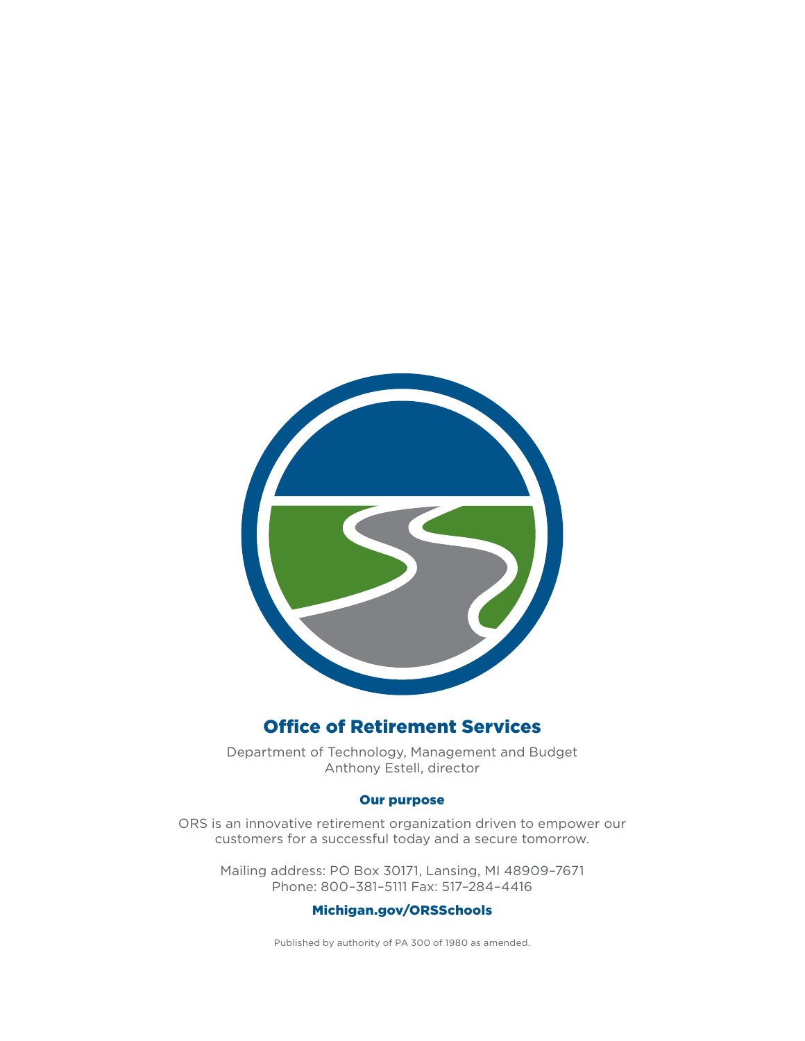## Office of Retirement Services

Department of Technology, Management and Budget
Anthony Estell, director

### Our purpose

ORS is an innovative retirement organization driven to empower our customers for a successful today and a secure tomorrow.

Mailing address: PO Box 30171, Lansing, MI 48909–7671
Phone: 800–381–5111 Fax: 517–284–4416

**Michigan.gov/ORSSchools**

Published by authority of PA 300 of 1980 as amended.